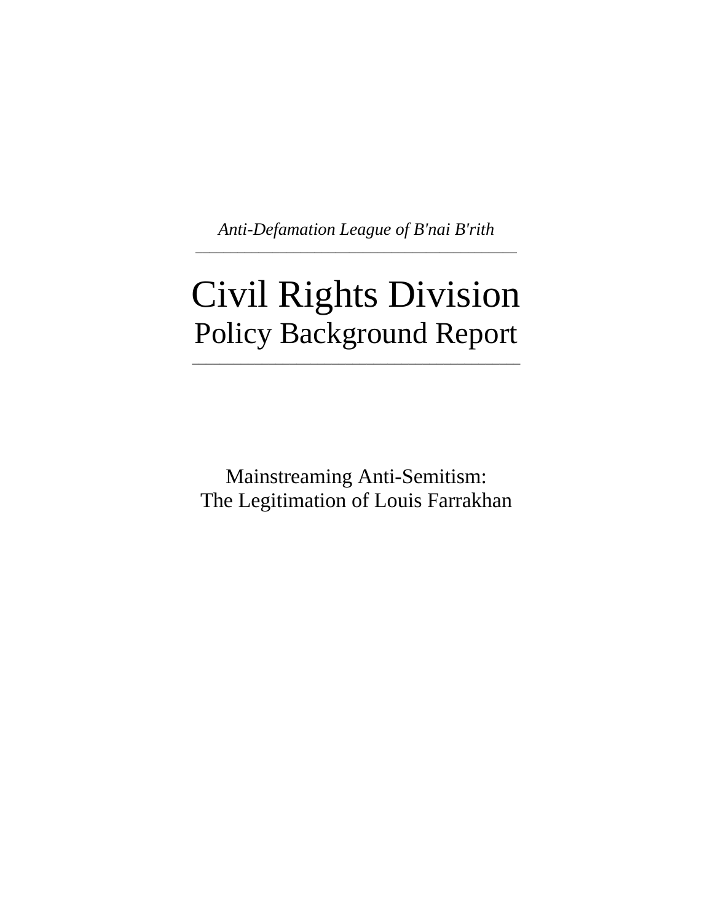*Anti-Defamation League of B'nai B'rith*

---

# Civil Rights Division

## Policy Background Report

---

Mainstreaming Anti-Semitism:
The Legitimation of Louis Farrakhan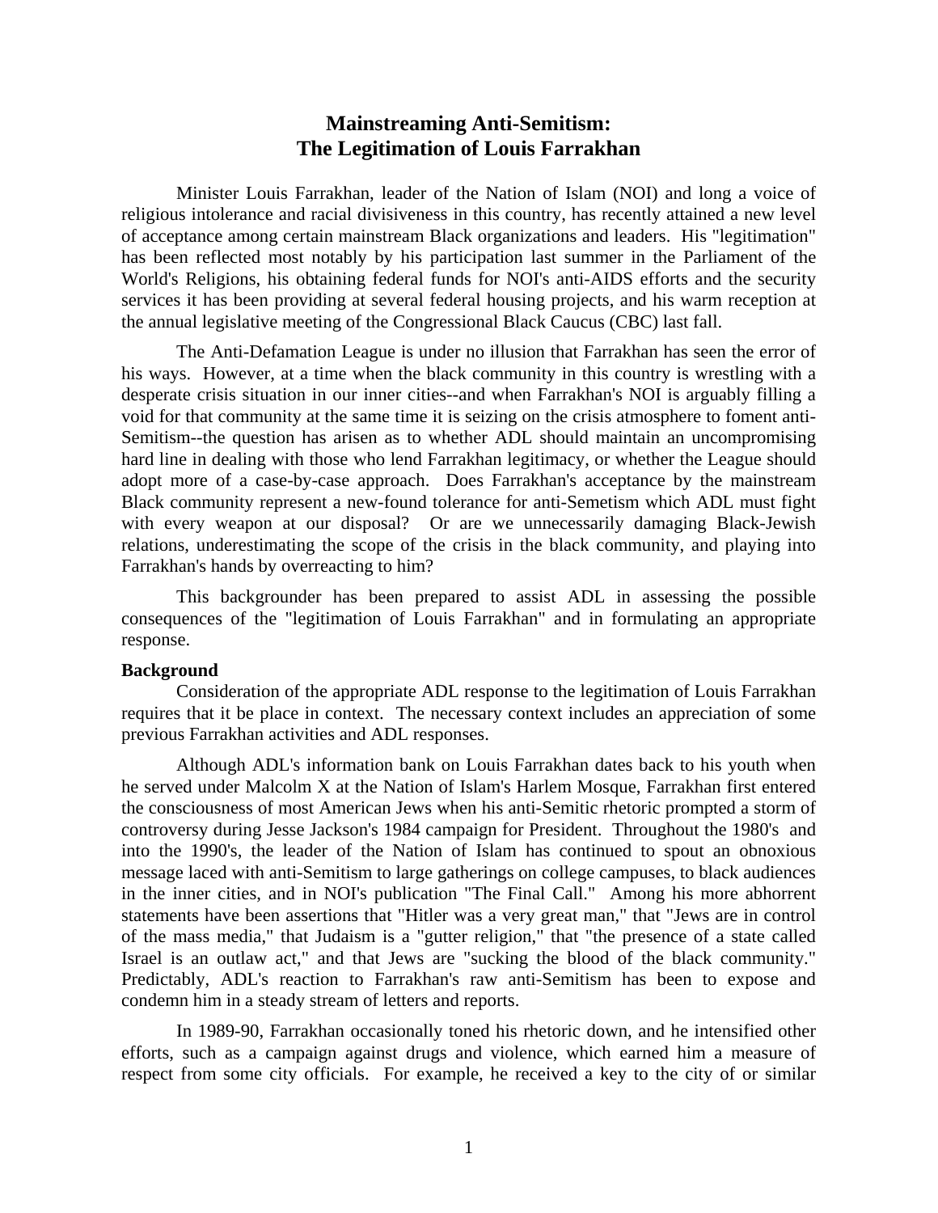# Mainstreaming Anti-Semitism: The Legitimation of Louis Farrakhan

Minister Louis Farrakhan, leader of the Nation of Islam (NOI) and long a voice of religious intolerance and racial divisiveness in this country, has recently attained a new level of acceptance among certain mainstream Black organizations and leaders. His "legitimation" has been reflected most notably by his participation last summer in the Parliament of the World's Religions, his obtaining federal funds for NOI's anti-AIDS efforts and the security services it has been providing at several federal housing projects, and his warm reception at the annual legislative meeting of the Congressional Black Caucus (CBC) last fall.

The Anti-Defamation League is under no illusion that Farrakhan has seen the error of his ways. However, at a time when the black community in this country is wrestling with a desperate crisis situation in our inner cities--and when Farrakhan's NOI is arguably filling a void for that community at the same time it is seizing on the crisis atmosphere to foment anti-Semitism--the question has arisen as to whether ADL should maintain an uncompromising hard line in dealing with those who lend Farrakhan legitimacy, or whether the League should adopt more of a case-by-case approach. Does Farrakhan's acceptance by the mainstream Black community represent a new-found tolerance for anti-Semetism which ADL must fight with every weapon at our disposal? Or are we unnecessarily damaging Black-Jewish relations, underestimating the scope of the crisis in the black community, and playing into Farrakhan's hands by overreacting to him?

This backgrounder has been prepared to assist ADL in assessing the possible consequences of the "legitimation of Louis Farrakhan" and in formulating an appropriate response.

**Background**

Consideration of the appropriate ADL response to the legitimation of Louis Farrakhan requires that it be place in context. The necessary context includes an appreciation of some previous Farrakhan activities and ADL responses.

Although ADL's information bank on Louis Farrakhan dates back to his youth when he served under Malcolm X at the Nation of Islam's Harlem Mosque, Farrakhan first entered the consciousness of most American Jews when his anti-Semitic rhetoric prompted a storm of controversy during Jesse Jackson's 1984 campaign for President. Throughout the 1980's and into the 1990's, the leader of the Nation of Islam has continued to spout an obnoxious message laced with anti-Semitism to large gatherings on college campuses, to black audiences in the inner cities, and in NOI's publication "The Final Call." Among his more abhorrent statements have been assertions that "Hitler was a very great man," that "Jews are in control of the mass media," that Judaism is a "gutter religion," that "the presence of a state called Israel is an outlaw act," and that Jews are "sucking the blood of the black community." Predictably, ADL's reaction to Farrakhan's raw anti-Semitism has been to expose and condemn him in a steady stream of letters and reports.

In 1989-90, Farrakhan occasionally toned his rhetoric down, and he intensified other efforts, such as a campaign against drugs and violence, which earned him a measure of respect from some city officials. For example, he received a key to the city of or similar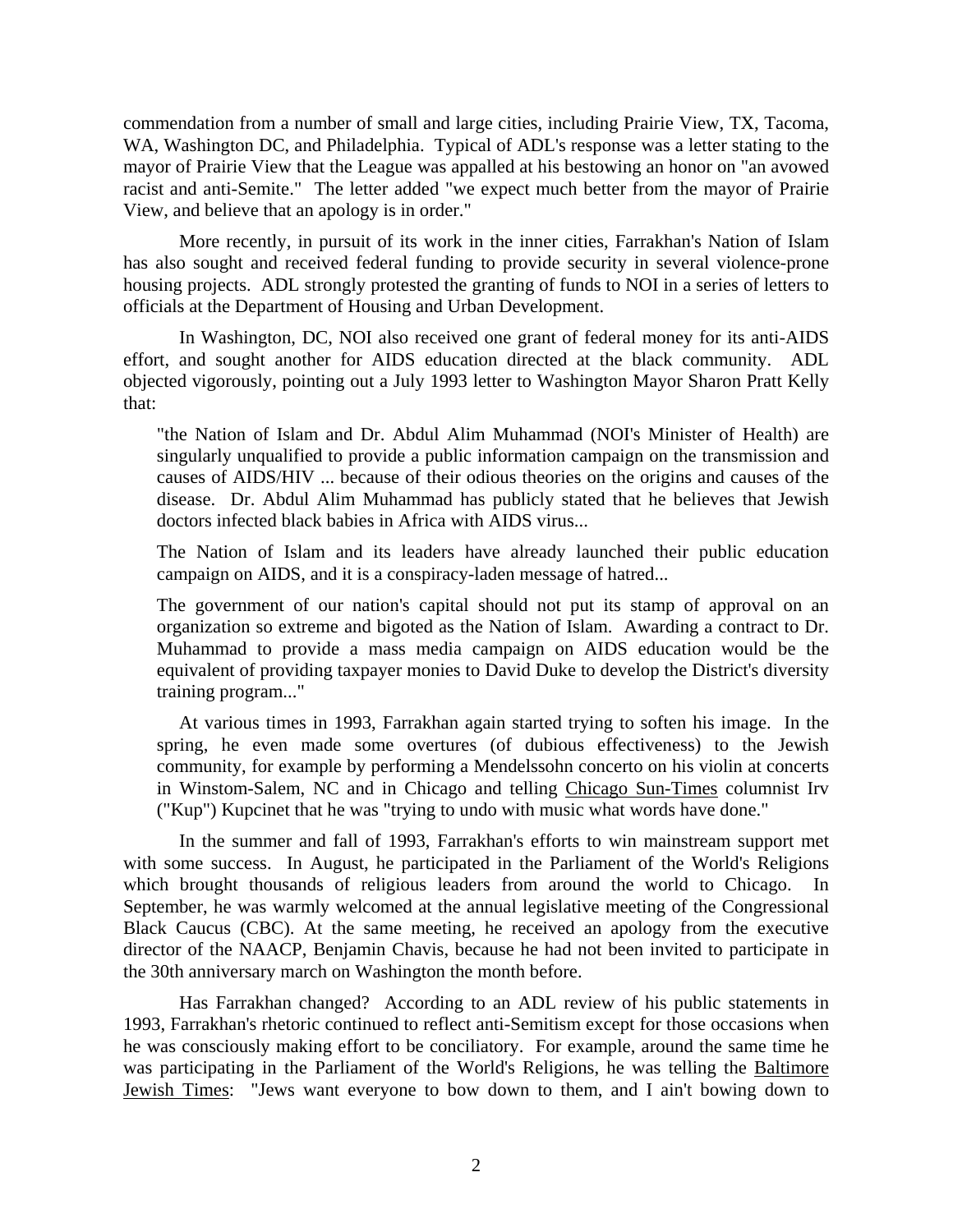commendation from a number of small and large cities, including Prairie View, TX, Tacoma, WA, Washington DC, and Philadelphia. Typical of ADL's response was a letter stating to the mayor of Prairie View that the League was appalled at his bestowing an honor on "an avowed racist and anti-Semite." The letter added "we expect much better from the mayor of Prairie View, and believe that an apology is in order."

More recently, in pursuit of its work in the inner cities, Farrakhan's Nation of Islam has also sought and received federal funding to provide security in several violence-prone housing projects. ADL strongly protested the granting of funds to NOI in a series of letters to officials at the Department of Housing and Urban Development.

In Washington, DC, NOI also received one grant of federal money for its anti-AIDS effort, and sought another for AIDS education directed at the black community. ADL objected vigorously, pointing out a July 1993 letter to Washington Mayor Sharon Pratt Kelly that:

> "the Nation of Islam and Dr. Abdul Alim Muhammad (NOI's Minister of Health) are singularly unqualified to provide a public information campaign on the transmission and causes of AIDS/HIV ... because of their odious theories on the origins and causes of the disease. Dr. Abdul Alim Muhammad has publicly stated that he believes that Jewish doctors infected black babies in Africa with AIDS virus...
>
> The Nation of Islam and its leaders have already launched their public education campaign on AIDS, and it is a conspiracy-laden message of hatred...
>
> The government of our nation's capital should not put its stamp of approval on an organization so extreme and bigoted as the Nation of Islam. Awarding a contract to Dr. Muhammad to provide a mass media campaign on AIDS education would be the equivalent of providing taxpayer monies to David Duke to develop the District's diversity training program..."

At various times in 1993, Farrakhan again started trying to soften his image. In the spring, he even made some overtures (of dubious effectiveness) to the Jewish community, for example by performing a Mendelssohn concerto on his violin at concerts in Winstom-Salem, NC and in Chicago and telling Chicago Sun-Times columnist Irv ("Kup") Kupcinet that he was "trying to undo with music what words have done."

In the summer and fall of 1993, Farrakhan's efforts to win mainstream support met with some success. In August, he participated in the Parliament of the World's Religions which brought thousands of religious leaders from around the world to Chicago. In September, he was warmly welcomed at the annual legislative meeting of the Congressional Black Caucus (CBC). At the same meeting, he received an apology from the executive director of the NAACP, Benjamin Chavis, because he had not been invited to participate in the 30th anniversary march on Washington the month before.

Has Farrakhan changed? According to an ADL review of his public statements in 1993, Farrakhan's rhetoric continued to reflect anti-Semitism except for those occasions when he was consciously making effort to be conciliatory. For example, around the same time he was participating in the Parliament of the World's Religions, he was telling the Baltimore Jewish Times: "Jews want everyone to bow down to them, and I ain't bowing down to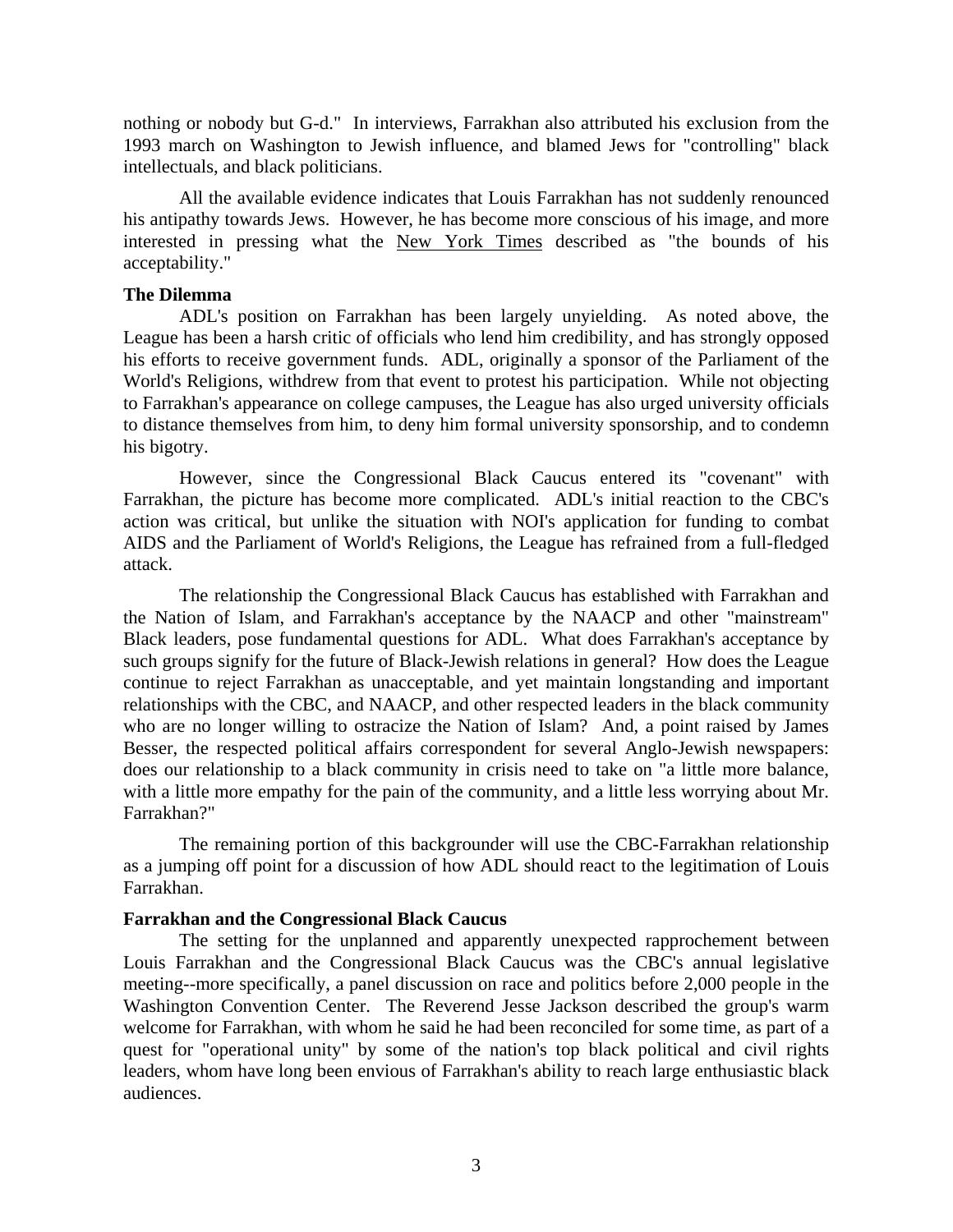nothing or nobody but G-d." In interviews, Farrakhan also attributed his exclusion from the 1993 march on Washington to Jewish influence, and blamed Jews for "controlling" black intellectuals, and black politicians.

All the available evidence indicates that Louis Farrakhan has not suddenly renounced his antipathy towards Jews. However, he has become more conscious of his image, and more interested in pressing what the New York Times described as "the bounds of his acceptability."

**The Dilemma**

ADL's position on Farrakhan has been largely unyielding. As noted above, the League has been a harsh critic of officials who lend him credibility, and has strongly opposed his efforts to receive government funds. ADL, originally a sponsor of the Parliament of the World's Religions, withdrew from that event to protest his participation. While not objecting to Farrakhan's appearance on college campuses, the League has also urged university officials to distance themselves from him, to deny him formal university sponsorship, and to condemn his bigotry.

However, since the Congressional Black Caucus entered its "covenant" with Farrakhan, the picture has become more complicated. ADL's initial reaction to the CBC's action was critical, but unlike the situation with NOI's application for funding to combat AIDS and the Parliament of World's Religions, the League has refrained from a full-fledged attack.

The relationship the Congressional Black Caucus has established with Farrakhan and the Nation of Islam, and Farrakhan's acceptance by the NAACP and other "mainstream" Black leaders, pose fundamental questions for ADL. What does Farrakhan's acceptance by such groups signify for the future of Black-Jewish relations in general? How does the League continue to reject Farrakhan as unacceptable, and yet maintain longstanding and important relationships with the CBC, and NAACP, and other respected leaders in the black community who are no longer willing to ostracize the Nation of Islam? And, a point raised by James Besser, the respected political affairs correspondent for several Anglo-Jewish newspapers: does our relationship to a black community in crisis need to take on "a little more balance, with a little more empathy for the pain of the community, and a little less worrying about Mr. Farrakhan?"

The remaining portion of this backgrounder will use the CBC-Farrakhan relationship as a jumping off point for a discussion of how ADL should react to the legitimation of Louis Farrakhan.

**Farrakhan and the Congressional Black Caucus**

The setting for the unplanned and apparently unexpected rapprochement between Louis Farrakhan and the Congressional Black Caucus was the CBC's annual legislative meeting--more specifically, a panel discussion on race and politics before 2,000 people in the Washington Convention Center. The Reverend Jesse Jackson described the group's warm welcome for Farrakhan, with whom he said he had been reconciled for some time, as part of a quest for "operational unity" by some of the nation's top black political and civil rights leaders, whom have long been envious of Farrakhan's ability to reach large enthusiastic black audiences.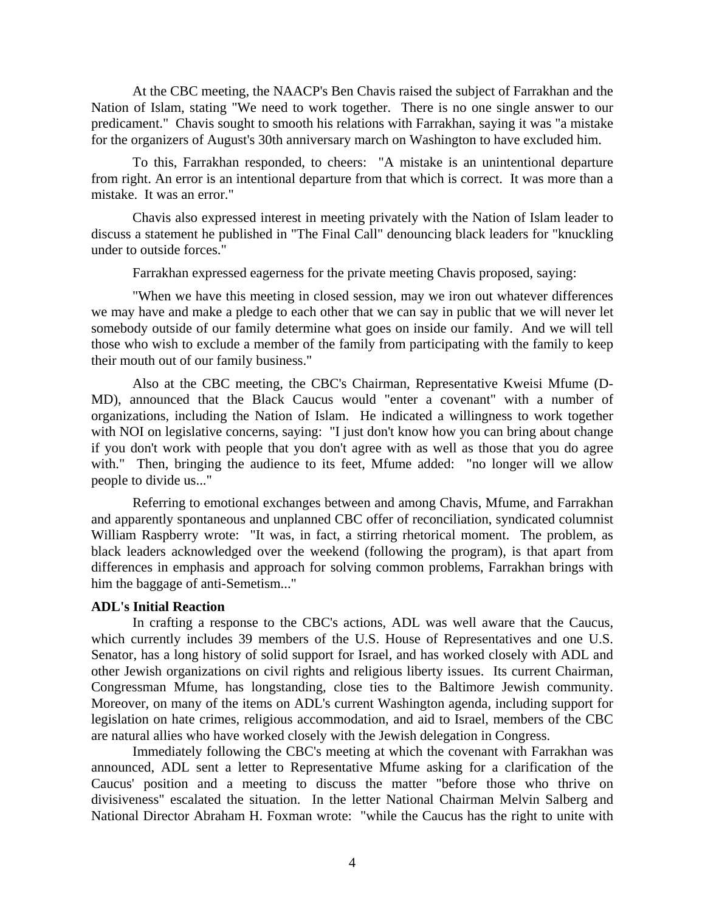At the CBC meeting, the NAACP's Ben Chavis raised the subject of Farrakhan and the Nation of Islam, stating "We need to work together. There is no one single answer to our predicament." Chavis sought to smooth his relations with Farrakhan, saying it was "a mistake for the organizers of August's 30th anniversary march on Washington to have excluded him.

To this, Farrakhan responded, to cheers: "A mistake is an unintentional departure from right. An error is an intentional departure from that which is correct. It was more than a mistake. It was an error."

Chavis also expressed interest in meeting privately with the Nation of Islam leader to discuss a statement he published in "The Final Call" denouncing black leaders for "knuckling under to outside forces."

Farrakhan expressed eagerness for the private meeting Chavis proposed, saying:

"When we have this meeting in closed session, may we iron out whatever differences we may have and make a pledge to each other that we can say in public that we will never let somebody outside of our family determine what goes on inside our family. And we will tell those who wish to exclude a member of the family from participating with the family to keep their mouth out of our family business."

Also at the CBC meeting, the CBC's Chairman, Representative Kweisi Mfume (D-MD), announced that the Black Caucus would "enter a covenant" with a number of organizations, including the Nation of Islam. He indicated a willingness to work together with NOI on legislative concerns, saying: "I just don't know how you can bring about change if you don't work with people that you don't agree with as well as those that you do agree with." Then, bringing the audience to its feet, Mfume added: "no longer will we allow people to divide us..."

Referring to emotional exchanges between and among Chavis, Mfume, and Farrakhan and apparently spontaneous and unplanned CBC offer of reconciliation, syndicated columnist William Raspberry wrote: "It was, in fact, a stirring rhetorical moment. The problem, as black leaders acknowledged over the weekend (following the program), is that apart from differences in emphasis and approach for solving common problems, Farrakhan brings with him the baggage of anti-Semetism..."

**ADL's Initial Reaction**

In crafting a response to the CBC's actions, ADL was well aware that the Caucus, which currently includes 39 members of the U.S. House of Representatives and one U.S. Senator, has a long history of solid support for Israel, and has worked closely with ADL and other Jewish organizations on civil rights and religious liberty issues. Its current Chairman, Congressman Mfume, has longstanding, close ties to the Baltimore Jewish community. Moreover, on many of the items on ADL's current Washington agenda, including support for legislation on hate crimes, religious accommodation, and aid to Israel, members of the CBC are natural allies who have worked closely with the Jewish delegation in Congress.

Immediately following the CBC's meeting at which the covenant with Farrakhan was announced, ADL sent a letter to Representative Mfume asking for a clarification of the Caucus' position and a meeting to discuss the matter "before those who thrive on divisiveness" escalated the situation. In the letter National Chairman Melvin Salberg and National Director Abraham H. Foxman wrote: "while the Caucus has the right to unite with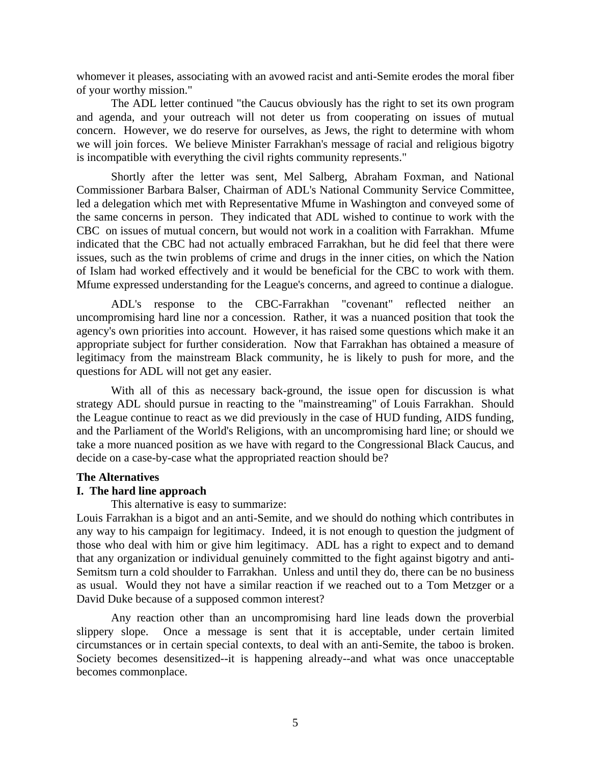whomever it pleases, associating with an avowed racist and anti-Semite erodes the moral fiber of your worthy mission."

The ADL letter continued "the Caucus obviously has the right to set its own program and agenda, and your outreach will not deter us from cooperating on issues of mutual concern. However, we do reserve for ourselves, as Jews, the right to determine with whom we will join forces. We believe Minister Farrakhan's message of racial and religious bigotry is incompatible with everything the civil rights community represents."

Shortly after the letter was sent, Mel Salberg, Abraham Foxman, and National Commissioner Barbara Balser, Chairman of ADL's National Community Service Committee, led a delegation which met with Representative Mfume in Washington and conveyed some of the same concerns in person. They indicated that ADL wished to continue to work with the CBC on issues of mutual concern, but would not work in a coalition with Farrakhan. Mfume indicated that the CBC had not actually embraced Farrakhan, but he did feel that there were issues, such as the twin problems of crime and drugs in the inner cities, on which the Nation of Islam had worked effectively and it would be beneficial for the CBC to work with them. Mfume expressed understanding for the League's concerns, and agreed to continue a dialogue.

ADL's response to the CBC-Farrakhan "covenant" reflected neither an uncompromising hard line nor a concession. Rather, it was a nuanced position that took the agency's own priorities into account. However, it has raised some questions which make it an appropriate subject for further consideration. Now that Farrakhan has obtained a measure of legitimacy from the mainstream Black community, he is likely to push for more, and the questions for ADL will not get any easier.

With all of this as necessary back-ground, the issue open for discussion is what strategy ADL should pursue in reacting to the "mainstreaming" of Louis Farrakhan. Should the League continue to react as we did previously in the case of HUD funding, AIDS funding, and the Parliament of the World's Religions, with an uncompromising hard line; or should we take a more nuanced position as we have with regard to the Congressional Black Caucus, and decide on a case-by-case what the appropriated reaction should be?

**The Alternatives**

**I. The hard line approach**

This alternative is easy to summarize:
Louis Farrakhan is a bigot and an anti-Semite, and we should do nothing which contributes in any way to his campaign for legitimacy. Indeed, it is not enough to question the judgment of those who deal with him or give him legitimacy. ADL has a right to expect and to demand that any organization or individual genuinely committed to the fight against bigotry and anti-Semitsm turn a cold shoulder to Farrakhan. Unless and until they do, there can be no business as usual. Would they not have a similar reaction if we reached out to a Tom Metzger or a David Duke because of a supposed common interest?

Any reaction other than an uncompromising hard line leads down the proverbial slippery slope. Once a message is sent that it is acceptable, under certain limited circumstances or in certain special contexts, to deal with an anti-Semite, the taboo is broken. Society becomes desensitized--it is happening already--and what was once unacceptable becomes commonplace.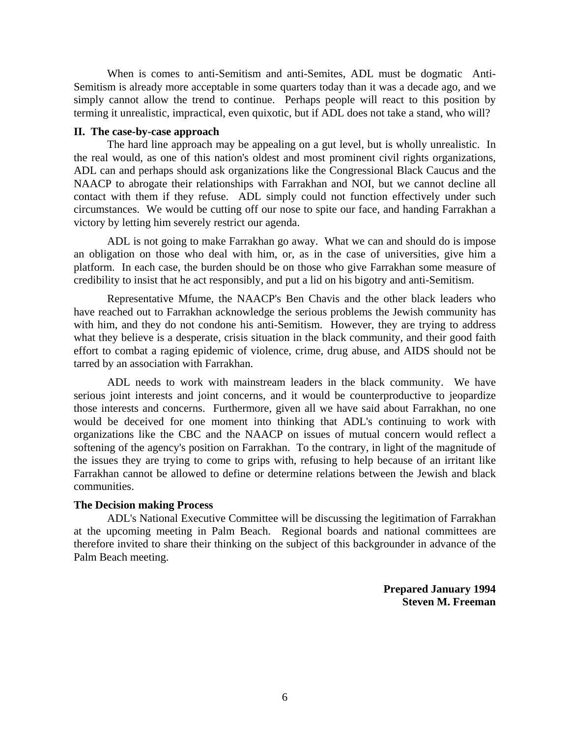When is comes to anti-Semitism and anti-Semites, ADL must be dogmatic Anti-Semitism is already more acceptable in some quarters today than it was a decade ago, and we simply cannot allow the trend to continue. Perhaps people will react to this position by terming it unrealistic, impractical, even quixotic, but if ADL does not take a stand, who will?

**II. The case-by-case approach**

The hard line approach may be appealing on a gut level, but is wholly unrealistic. In the real would, as one of this nation's oldest and most prominent civil rights organizations, ADL can and perhaps should ask organizations like the Congressional Black Caucus and the NAACP to abrogate their relationships with Farrakhan and NOI, but we cannot decline all contact with them if they refuse. ADL simply could not function effectively under such circumstances. We would be cutting off our nose to spite our face, and handing Farrakhan a victory by letting him severely restrict our agenda.

ADL is not going to make Farrakhan go away. What we can and should do is impose an obligation on those who deal with him, or, as in the case of universities, give him a platform. In each case, the burden should be on those who give Farrakhan some measure of credibility to insist that he act responsibly, and put a lid on his bigotry and anti-Semitism.

Representative Mfume, the NAACP's Ben Chavis and the other black leaders who have reached out to Farrakhan acknowledge the serious problems the Jewish community has with him, and they do not condone his anti-Semitism. However, they are trying to address what they believe is a desperate, crisis situation in the black community, and their good faith effort to combat a raging epidemic of violence, crime, drug abuse, and AIDS should not be tarred by an association with Farrakhan.

ADL needs to work with mainstream leaders in the black community. We have serious joint interests and joint concerns, and it would be counterproductive to jeopardize those interests and concerns. Furthermore, given all we have said about Farrakhan, no one would be deceived for one moment into thinking that ADL's continuing to work with organizations like the CBC and the NAACP on issues of mutual concern would reflect a softening of the agency's position on Farrakhan. To the contrary, in light of the magnitude of the issues they are trying to come to grips with, refusing to help because of an irritant like Farrakhan cannot be allowed to define or determine relations between the Jewish and black communities.

**The Decision making Process**

ADL's National Executive Committee will be discussing the legitimation of Farrakhan at the upcoming meeting in Palm Beach. Regional boards and national committees are therefore invited to share their thinking on the subject of this backgrounder in advance of the Palm Beach meeting.

**Prepared January 1994**
**Steven M. Freeman**